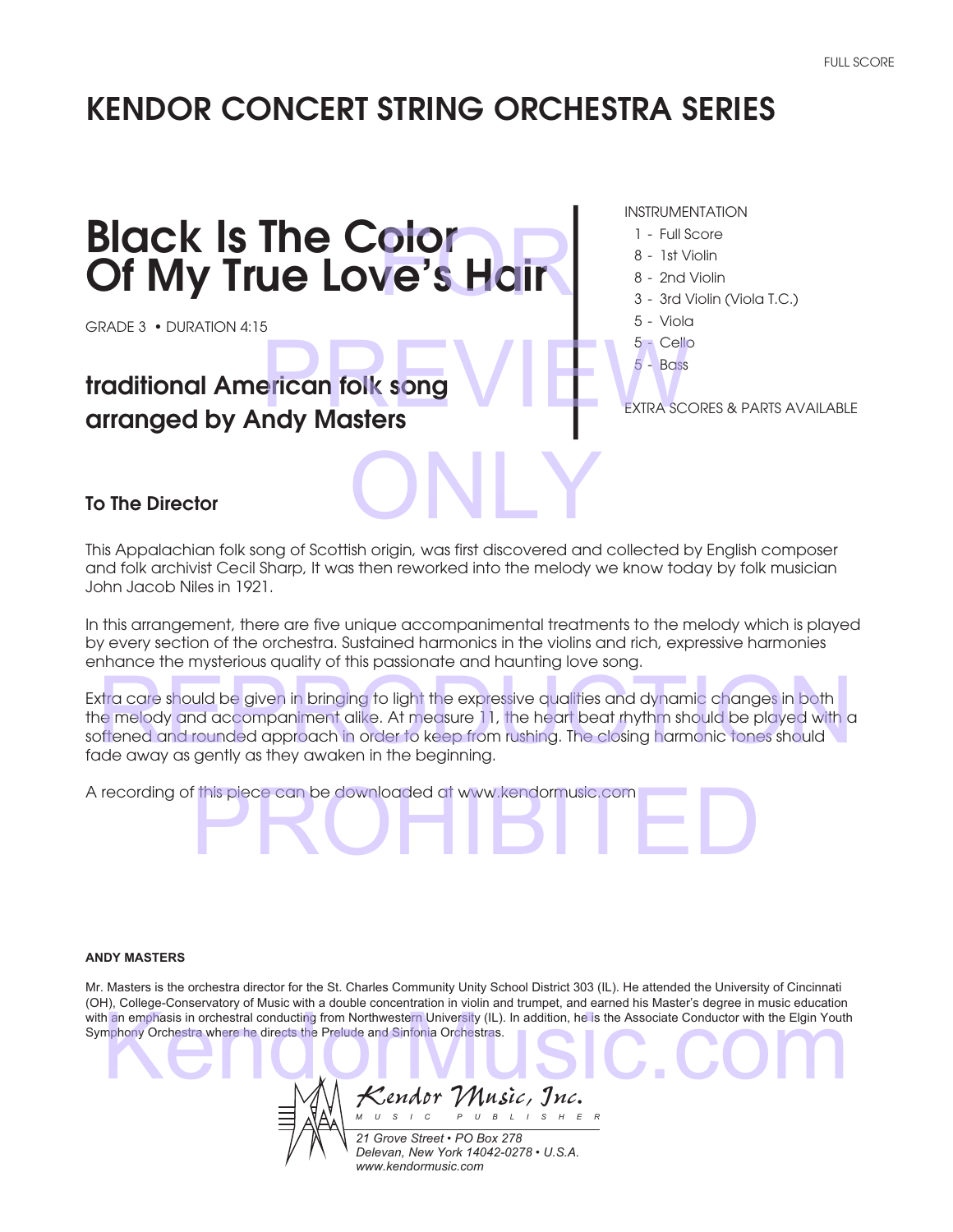FULL SCORE

# KENDOR CONCERT STRING ORCHESTRA SERIES

## Black Is The Color Of My True Love's Hair

GRADE 3 • DURATION 4:15

### traditional American folk song
### arranged by Andy Masters

INSTRUMENTATION

- 1 - Full Score
- 8 - 1st Violin
- 8 - 2nd Violin
- 3 - 3rd Violin (Viola T.C.)
- 5 - Viola
- 5 - Cello
- 5 - Bass

EXTRA SCORES & PARTS AVAILABLE

### To The Director

This Appalachian folk song of Scottish origin, was first discovered and collected by English composer and folk archivist Cecil Sharp, It was then reworked into the melody we know today by folk musician John Jacob Niles in 1921.

In this arrangement, there are five unique accompanimental treatments to the melody which is played by every section of the orchestra. Sustained harmonics in the violins and rich, expressive harmonies enhance the mysterious quality of this passionate and haunting love song.

Extra care should be given in bringing to light the expressive qualities and dynamic changes in both the melody and accompaniment alike. At measure 11, the heart beat rhythm should be played with a softened and rounded approach in order to keep from rushing. The closing harmonic tones should fade away as gently as they awaken in the beginning.

A recording of this piece can be downloaded at www.kendormusic.com

**ANDY MASTERS**

Mr. Masters is the orchestra director for the St. Charles Community Unity School District 303 (IL). He attended the University of Cincinnati (OH), College-Conservatory of Music with a double concentration in violin and trumpet, and earned his Master's degree in music education with an emphasis in orchestral conducting from Northwestern University (IL). In addition, he is the Associate Conductor with the Elgin Youth Symphony Orchestra where he directs the Prelude and Sinfonia Orchestras.

*Kendor Music, Inc.*
MUSIC PUBLISHER
*21 Grove Street • PO Box 278*
*Delevan, New York 14042-0278 • U.S.A.*
*www.kendormusic.com*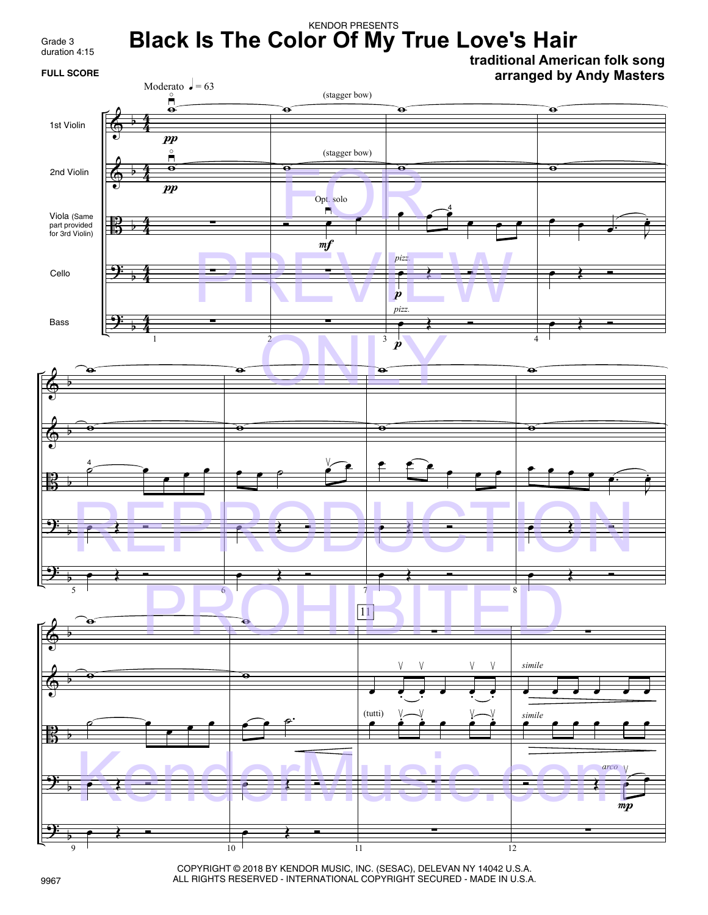KENDOR PRESENTS

Grade 3
duration 4:15

# Black Is The Color Of My True Love's Hair

**traditional American folk song**
**arranged by Andy Masters**

FULL SCORE

COPYRIGHT © 2018 BY KENDOR MUSIC, INC. (SESAC), DELEVAN NY 14042 U.S.A.
ALL RIGHTS RESERVED - INTERNATIONAL COPYRIGHT SECURED - MADE IN U.S.A.

9967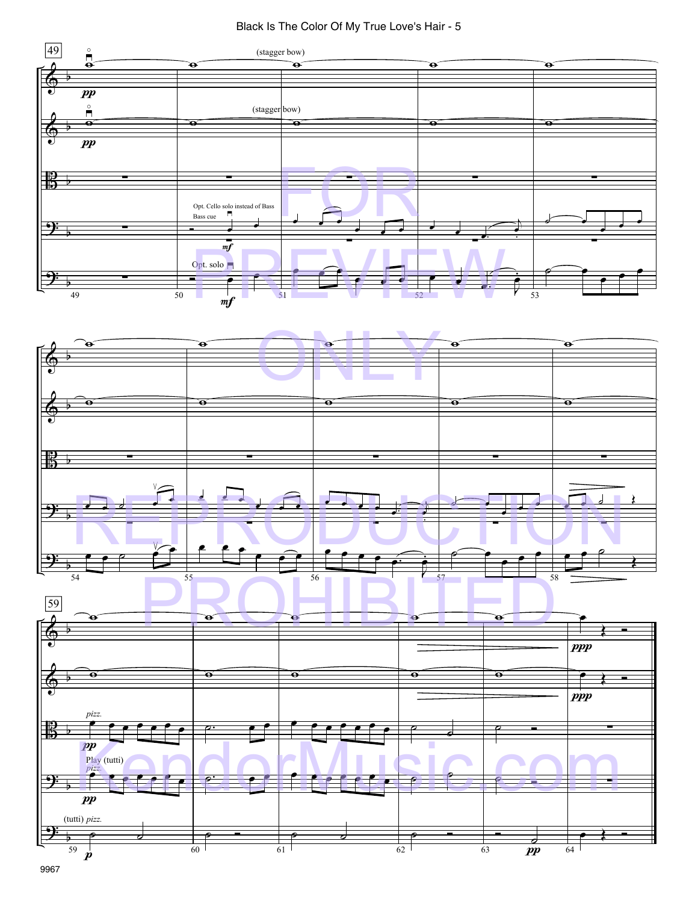(stagger bow)

(stagger bow)

Opt. Cello solo instead of Bass

Bass cue

Opt. solo

pizz.

Play (tutti)

pizz.

(tutti) pizz.

FOR PREVIEW ONLY

REPRODUCTION PROHIBITED

KendorMusic.com

9967